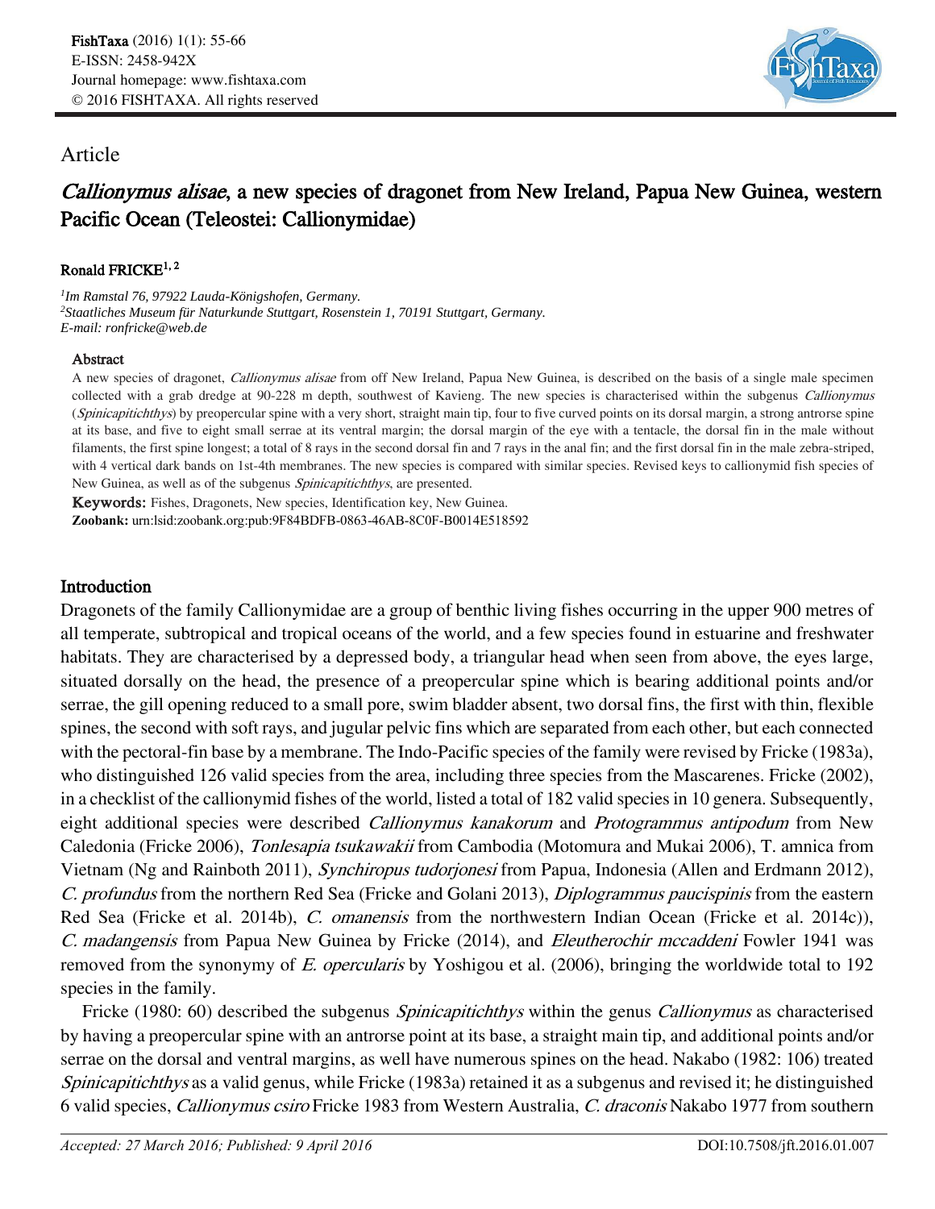Article

# *Callionymus alisae*, a new species of dragonet from New Ireland, Papua New Guinea, western Pacific Ocean (Teleostei: Callionymidae)

**Ronald FRICKE**[1, 2]

[1]*Im Ramstal 76, 97922 Lauda-Königshofen, Germany.*
[2]*Staatliches Museum für Naturkunde Stuttgart, Rosenstein 1, 70191 Stuttgart, Germany.*
*E-mail: ronfricke@web.de*

### Abstract

A new species of dragonet, *Callionymus alisae* from off New Ireland, Papua New Guinea, is described on the basis of a single male specimen collected with a grab dredge at 90-228 m depth, southwest of Kavieng. The new species is characterised within the subgenus *Callionymus* (*Spinicapitichthys*) by preopercular spine with a very short, straight main tip, four to five curved points on its dorsal margin, a strong antrorse spine at its base, and five to eight small serrae at its ventral margin; the dorsal margin of the eye with a tentacle, the dorsal fin in the male without filaments, the first spine longest; a total of 8 rays in the second dorsal fin and 7 rays in the anal fin; and the first dorsal fin in the male zebra-striped, with 4 vertical dark bands on 1st-4th membranes. The new species is compared with similar species. Revised keys to callionymid fish species of New Guinea, as well as of the subgenus *Spinicapitichthys*, are presented.

**Keywords:** Fishes, Dragonets, New species, Identification key, New Guinea.
**Zoobank:** urn:lsid:zoobank.org:pub:9F84BDFB-0863-46AB-8C0F-B0014E518592

## Introduction

Dragonets of the family Callionymidae are a group of benthic living fishes occurring in the upper 900 metres of all temperate, subtropical and tropical oceans of the world, and a few species found in estuarine and freshwater habitats. They are characterised by a depressed body, a triangular head when seen from above, the eyes large, situated dorsally on the head, the presence of a preopercular spine which is bearing additional points and/or serrae, the gill opening reduced to a small pore, swim bladder absent, two dorsal fins, the first with thin, flexible spines, the second with soft rays, and jugular pelvic fins which are separated from each other, but each connected with the pectoral-fin base by a membrane. The Indo-Pacific species of the family were revised by Fricke (1983a), who distinguished 126 valid species from the area, including three species from the Mascarenes. Fricke (2002), in a checklist of the callionymid fishes of the world, listed a total of 182 valid species in 10 genera. Subsequently, eight additional species were described *Callionymus kanakorum* and *Protogrammus antipodum* from New Caledonia (Fricke 2006), *Tonlesapia tsukawakii* from Cambodia (Motomura and Mukai 2006), T. amnica from Vietnam (Ng and Rainboth 2011), *Synchiropus tudorjonesi* from Papua, Indonesia (Allen and Erdmann 2012), *C. profundus* from the northern Red Sea (Fricke and Golani 2013), *Diplogrammus paucispinis* from the eastern Red Sea (Fricke et al. 2014b), *C. omanensis* from the northwestern Indian Ocean (Fricke et al. 2014c)), *C. madangensis* from Papua New Guinea by Fricke (2014), and *Eleutherochir mccaddeni* Fowler 1941 was removed from the synonymy of *E. opercularis* by Yoshigou et al. (2006), bringing the worldwide total to 192 species in the family.

Fricke (1980: 60) described the subgenus *Spinicapitichthys* within the genus *Callionymus* as characterised by having a preopercular spine with an antrorse point at its base, a straight main tip, and additional points and/or serrae on the dorsal and ventral margins, as well have numerous spines on the head. Nakabo (1982: 106) treated *Spinicapitichthys* as a valid genus, while Fricke (1983a) retained it as a subgenus and revised it; he distinguished 6 valid species, *Callionymus csiro* Fricke 1983 from Western Australia, *C. draconis* Nakabo 1977 from southern

*Accepted: 27 March 2016; Published: 9 April 2016*

DOI:10.7508/jft.2016.01.007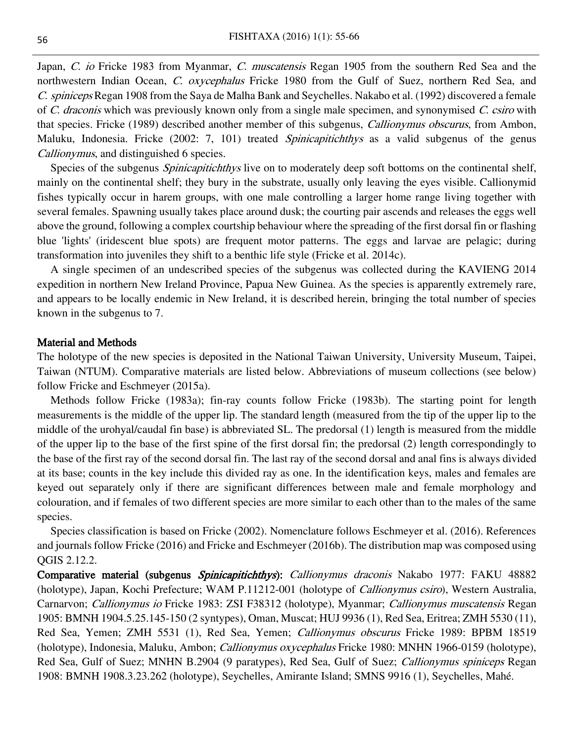Japan, *C. io* Fricke 1983 from Myanmar, *C. muscatensis* Regan 1905 from the southern Red Sea and the northwestern Indian Ocean, *C. oxycephalus* Fricke 1980 from the Gulf of Suez, northern Red Sea, and *C. spiniceps* Regan 1908 from the Saya de Malha Bank and Seychelles. Nakabo et al. (1992) discovered a female of *C. draconis* which was previously known only from a single male specimen, and synonymised *C. csiro* with that species. Fricke (1989) described another member of this subgenus, *Callionymus obscurus*, from Ambon, Maluku, Indonesia. Fricke (2002: 7, 101) treated *Spinicapitichthys* as a valid subgenus of the genus *Callionymus*, and distinguished 6 species.

Species of the subgenus *Spinicapitichthys* live on to moderately deep soft bottoms on the continental shelf, mainly on the continental shelf; they bury in the substrate, usually only leaving the eyes visible. Callionymid fishes typically occur in harem groups, with one male controlling a larger home range living together with several females. Spawning usually takes place around dusk; the courting pair ascends and releases the eggs well above the ground, following a complex courtship behaviour where the spreading of the first dorsal fin or flashing blue 'lights' (iridescent blue spots) are frequent motor patterns. The eggs and larvae are pelagic; during transformation into juveniles they shift to a benthic life style (Fricke et al. 2014c).

A single specimen of an undescribed species of the subgenus was collected during the KAVIENG 2014 expedition in northern New Ireland Province, Papua New Guinea. As the species is apparently extremely rare, and appears to be locally endemic in New Ireland, it is described herein, bringing the total number of species known in the subgenus to 7.

## Material and Methods

The holotype of the new species is deposited in the National Taiwan University, University Museum, Taipei, Taiwan (NTUM). Comparative materials are listed below. Abbreviations of museum collections (see below) follow Fricke and Eschmeyer (2015a).

Methods follow Fricke (1983a); fin-ray counts follow Fricke (1983b). The starting point for length measurements is the middle of the upper lip. The standard length (measured from the tip of the upper lip to the middle of the urohyal/caudal fin base) is abbreviated SL. The predorsal (1) length is measured from the middle of the upper lip to the base of the first spine of the first dorsal fin; the predorsal (2) length correspondingly to the base of the first ray of the second dorsal fin. The last ray of the second dorsal and anal fins is always divided at its base; counts in the key include this divided ray as one. In the identification keys, males and females are keyed out separately only if there are significant differences between male and female morphology and colouration, and if females of two different species are more similar to each other than to the males of the same species.

Species classification is based on Fricke (2002). Nomenclature follows Eschmeyer et al. (2016). References and journals follow Fricke (2016) and Fricke and Eschmeyer (2016b). The distribution map was composed using QGIS 2.12.2.

**Comparative material (subgenus *Spinicapitichthys*):** *Callionymus draconis* Nakabo 1977: FAKU 48882 (holotype), Japan, Kochi Prefecture; WAM P.11212-001 (holotype of *Callionymus csiro*), Western Australia, Carnarvon; *Callionymus io* Fricke 1983: ZSI F38312 (holotype), Myanmar; *Callionymus muscatensis* Regan 1905: BMNH 1904.5.25.145-150 (2 syntypes), Oman, Muscat; HUJ 9936 (1), Red Sea, Eritrea; ZMH 5530 (11), Red Sea, Yemen; ZMH 5531 (1), Red Sea, Yemen; *Callionymus obscurus* Fricke 1989: BPBM 18519 (holotype), Indonesia, Maluku, Ambon; *Callionymus oxycephalus* Fricke 1980: MNHN 1966-0159 (holotype), Red Sea, Gulf of Suez; MNHN B.2904 (9 paratypes), Red Sea, Gulf of Suez; *Callionymus spiniceps* Regan 1908: BMNH 1908.3.23.262 (holotype), Seychelles, Amirante Island; SMNS 9916 (1), Seychelles, Mahé.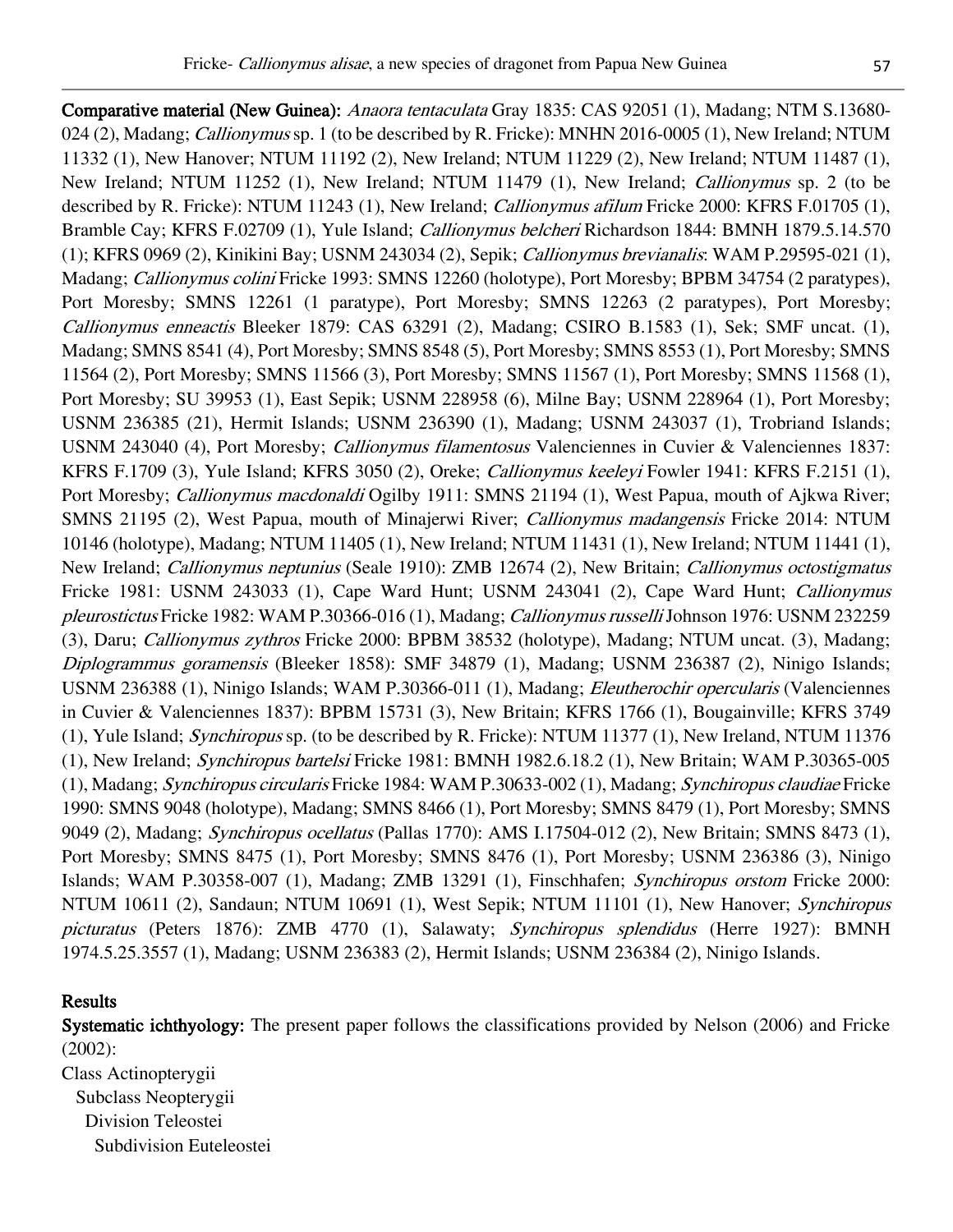**Comparative material (New Guinea):** *Anaora tentaculata* Gray 1835: CAS 92051 (1), Madang; NTM S.13680-024 (2), Madang; *Callionymus* sp. 1 (to be described by R. Fricke): MNHN 2016-0005 (1), New Ireland; NTUM 11332 (1), New Hanover; NTUM 11192 (2), New Ireland; NTUM 11229 (2), New Ireland; NTUM 11487 (1), New Ireland; NTUM 11252 (1), New Ireland; NTUM 11479 (1), New Ireland; *Callionymus* sp. 2 (to be described by R. Fricke): NTUM 11243 (1), New Ireland; *Callionymus afilum* Fricke 2000: KFRS F.01705 (1), Bramble Cay; KFRS F.02709 (1), Yule Island; *Callionymus belcheri* Richardson 1844: BMNH 1879.5.14.570 (1); KFRS 0969 (2), Kinikini Bay; USNM 243034 (2), Sepik; *Callionymus brevianalis*: WAM P.29595-021 (1), Madang; *Callionymus colini* Fricke 1993: SMNS 12260 (holotype), Port Moresby; BPBM 34754 (2 paratypes), Port Moresby; SMNS 12261 (1 paratype), Port Moresby; SMNS 12263 (2 paratypes), Port Moresby; *Callionymus enneactis* Bleeker 1879: CAS 63291 (2), Madang; CSIRO B.1583 (1), Sek; SMF uncat. (1), Madang; SMNS 8541 (4), Port Moresby; SMNS 8548 (5), Port Moresby; SMNS 8553 (1), Port Moresby; SMNS 11564 (2), Port Moresby; SMNS 11566 (3), Port Moresby; SMNS 11567 (1), Port Moresby; SMNS 11568 (1), Port Moresby; SU 39953 (1), East Sepik; USNM 228958 (6), Milne Bay; USNM 228964 (1), Port Moresby; USNM 236385 (21), Hermit Islands; USNM 236390 (1), Madang; USNM 243037 (1), Trobriand Islands; USNM 243040 (4), Port Moresby; *Callionymus filamentosus* Valenciennes in Cuvier & Valenciennes 1837: KFRS F.1709 (3), Yule Island; KFRS 3050 (2), Oreke; *Callionymus keeleyi* Fowler 1941: KFRS F.2151 (1), Port Moresby; *Callionymus macdonaldi* Ogilby 1911: SMNS 21194 (1), West Papua, mouth of Ajkwa River; SMNS 21195 (2), West Papua, mouth of Minajerwi River; *Callionymus madangensis* Fricke 2014: NTUM 10146 (holotype), Madang; NTUM 11405 (1), New Ireland; NTUM 11431 (1), New Ireland; NTUM 11441 (1), New Ireland; *Callionymus neptunius* (Seale 1910): ZMB 12674 (2), New Britain; *Callionymus octostigmatus* Fricke 1981: USNM 243033 (1), Cape Ward Hunt; USNM 243041 (2), Cape Ward Hunt; *Callionymus pleurostictus* Fricke 1982: WAM P.30366-016 (1), Madang; *Callionymus russelli* Johnson 1976: USNM 232259 (3), Daru; *Callionymus zythros* Fricke 2000: BPBM 38532 (holotype), Madang; NTUM uncat. (3), Madang; *Diplogrammus goramensis* (Bleeker 1858): SMF 34879 (1), Madang; USNM 236387 (2), Ninigo Islands; USNM 236388 (1), Ninigo Islands; WAM P.30366-011 (1), Madang; *Eleutherochir opercularis* (Valenciennes in Cuvier & Valenciennes 1837): BPBM 15731 (3), New Britain; KFRS 1766 (1), Bougainville; KFRS 3749 (1), Yule Island; *Synchiropus* sp. (to be described by R. Fricke): NTUM 11377 (1), New Ireland, NTUM 11376 (1), New Ireland; *Synchiropus bartelsi* Fricke 1981: BMNH 1982.6.18.2 (1), New Britain; WAM P.30365-005 (1), Madang; *Synchiropus circularis* Fricke 1984: WAM P.30633-002 (1), Madang; *Synchiropus claudiae* Fricke 1990: SMNS 9048 (holotype), Madang; SMNS 8466 (1), Port Moresby; SMNS 8479 (1), Port Moresby; SMNS 9049 (2), Madang; *Synchiropus ocellatus* (Pallas 1770): AMS I.17504-012 (2), New Britain; SMNS 8473 (1), Port Moresby; SMNS 8475 (1), Port Moresby; SMNS 8476 (1), Port Moresby; USNM 236386 (3), Ninigo Islands; WAM P.30358-007 (1), Madang; ZMB 13291 (1), Finschhafen; *Synchiropus orstom* Fricke 2000: NTUM 10611 (2), Sandaun; NTUM 10691 (1), West Sepik; NTUM 11101 (1), New Hanover; *Synchiropus picturatus* (Peters 1876): ZMB 4770 (1), Salawaty; *Synchiropus splendidus* (Herre 1927): BMNH 1974.5.25.3557 (1), Madang; USNM 236383 (2), Hermit Islands; USNM 236384 (2), Ninigo Islands.

## Results

**Systematic ichthyology:** The present paper follows the classifications provided by Nelson (2006) and Fricke (2002):

Class Actinopterygii
Subclass Neopterygii
Division Teleostei
Subdivision Euteleostei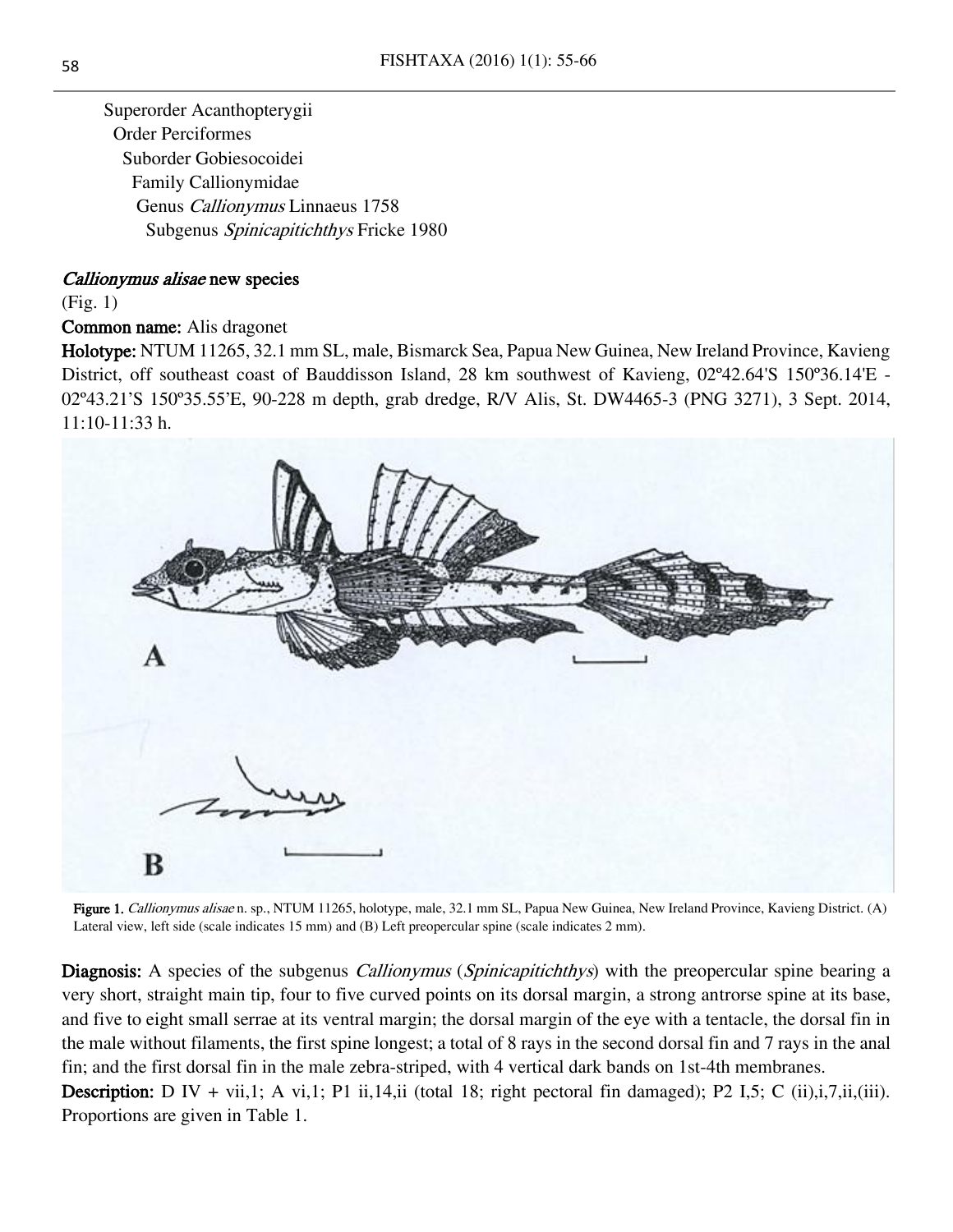Superorder Acanthopterygii
Order Perciformes
Suborder Gobiesocoidei
Family Callionymidae
Genus *Callionymus* Linnaeus 1758
Subgenus *Spinicapitichthys* Fricke 1980

*Callionymus alisae* new species

(Fig. 1)

**Common name:** Alis dragonet

**Holotype:** NTUM 11265, 32.1 mm SL, male, Bismarck Sea, Papua New Guinea, New Ireland Province, Kavieng District, off southeast coast of Bauddisson Island, 28 km southwest of Kavieng, 02º42.64'S 150º36.14'E - 02º43.21'S 150º35.55'E, 90-228 m depth, grab dredge, R/V Alis, St. DW4465-3 (PNG 3271), 3 Sept. 2014, 11:10-11:33 h.

**Figure 1.** *Callionymus alisae* n. sp., NTUM 11265, holotype, male, 32.1 mm SL, Papua New Guinea, New Ireland Province, Kavieng District. (A) Lateral view, left side (scale indicates 15 mm) and (B) Left preopercular spine (scale indicates 2 mm).

**Diagnosis:** A species of the subgenus *Callionymus* (*Spinicapitichthys*) with the preopercular spine bearing a very short, straight main tip, four to five curved points on its dorsal margin, a strong antrorse spine at its base, and five to eight small serrae at its ventral margin; the dorsal margin of the eye with a tentacle, the dorsal fin in the male without filaments, the first spine longest; a total of 8 rays in the second dorsal fin and 7 rays in the anal fin; and the first dorsal fin in the male zebra-striped, with 4 vertical dark bands on 1st-4th membranes.

**Description:** D IV + vii,1; A vi,1; P1 ii,14,ii (total 18; right pectoral fin damaged); P2 I,5; C (ii),i,7,ii,(iii). Proportions are given in Table 1.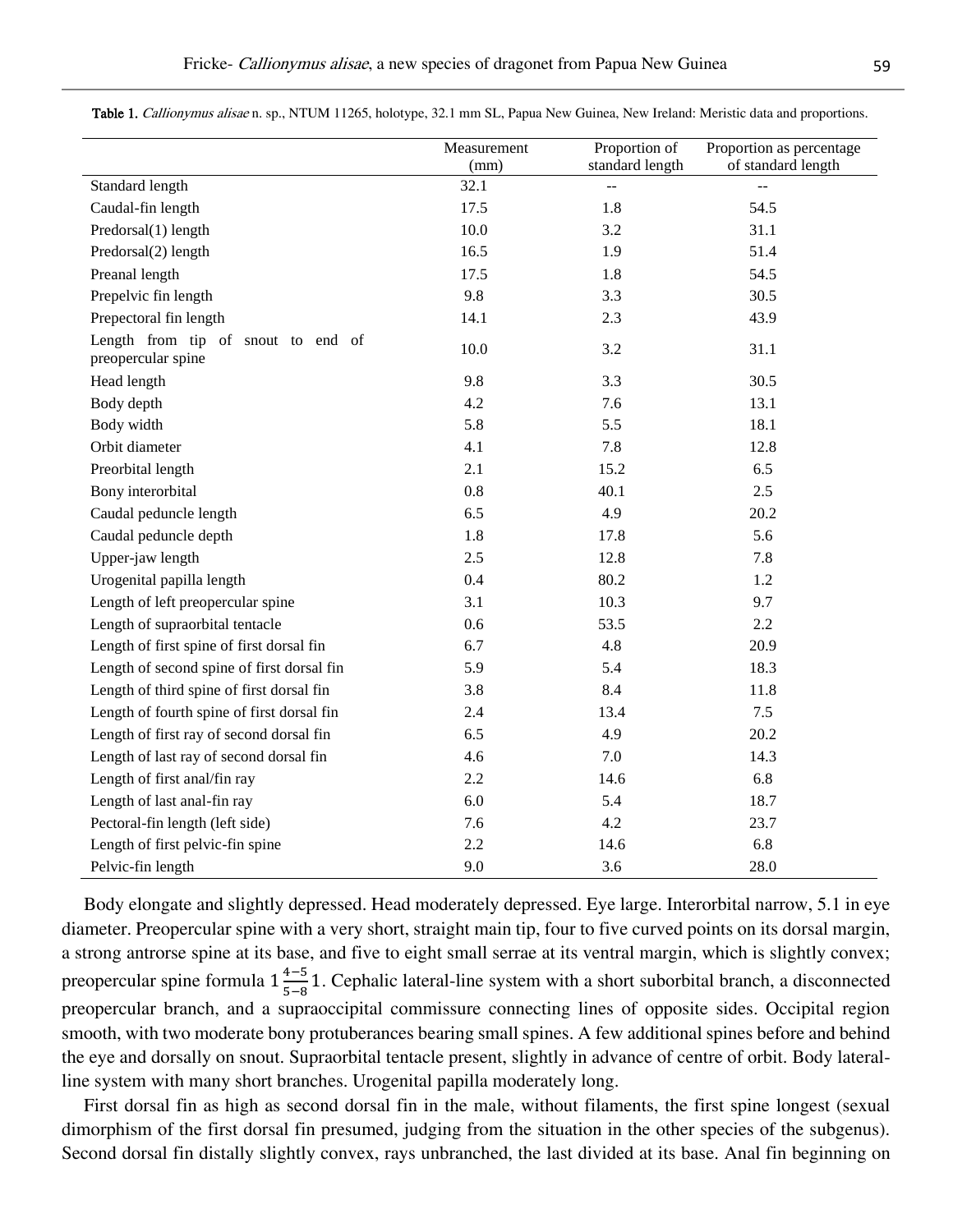**Table 1.** *Callionymus alisae* n. sp., NTUM 11265, holotype, 32.1 mm SL, Papua New Guinea, New Ireland: Meristic data and proportions.

| | Measurement (mm) | Proportion of standard length | Proportion as percentage of standard length |
|---|---|---|---|
| Standard length | 32.1 | -- | -- |
| Caudal-fin length | 17.5 | 1.8 | 54.5 |
| Predorsal(1) length | 10.0 | 3.2 | 31.1 |
| Predorsal(2) length | 16.5 | 1.9 | 51.4 |
| Preanal length | 17.5 | 1.8 | 54.5 |
| Prepelvic fin length | 9.8 | 3.3 | 30.5 |
| Prepectoral fin length | 14.1 | 2.3 | 43.9 |
| Length from tip of snout to end of preopercular spine | 10.0 | 3.2 | 31.1 |
| Head length | 9.8 | 3.3 | 30.5 |
| Body depth | 4.2 | 7.6 | 13.1 |
| Body width | 5.8 | 5.5 | 18.1 |
| Orbit diameter | 4.1 | 7.8 | 12.8 |
| Preorbital length | 2.1 | 15.2 | 6.5 |
| Bony interorbital | 0.8 | 40.1 | 2.5 |
| Caudal peduncle length | 6.5 | 4.9 | 20.2 |
| Caudal peduncle depth | 1.8 | 17.8 | 5.6 |
| Upper-jaw length | 2.5 | 12.8 | 7.8 |
| Urogenital papilla length | 0.4 | 80.2 | 1.2 |
| Length of left preopercular spine | 3.1 | 10.3 | 9.7 |
| Length of supraorbital tentacle | 0.6 | 53.5 | 2.2 |
| Length of first spine of first dorsal fin | 6.7 | 4.8 | 20.9 |
| Length of second spine of first dorsal fin | 5.9 | 5.4 | 18.3 |
| Length of third spine of first dorsal fin | 3.8 | 8.4 | 11.8 |
| Length of fourth spine of first dorsal fin | 2.4 | 13.4 | 7.5 |
| Length of first ray of second dorsal fin | 6.5 | 4.9 | 20.2 |
| Length of last ray of second dorsal fin | 4.6 | 7.0 | 14.3 |
| Length of first anal/fin ray | 2.2 | 14.6 | 6.8 |
| Length of last anal-fin ray | 6.0 | 5.4 | 18.7 |
| Pectoral-fin length (left side) | 7.6 | 4.2 | 23.7 |
| Length of first pelvic-fin spine | 2.2 | 14.6 | 6.8 |
| Pelvic-fin length | 9.0 | 3.6 | 28.0 |

Body elongate and slightly depressed. Head moderately depressed. Eye large. Interorbital narrow, 5.1 in eye diameter. Preopercular spine with a very short, straight main tip, four to five curved points on its dorsal margin, a strong antrorse spine at its base, and five to eight small serrae at its ventral margin, which is slightly convex; preopercular spine formula $1\frac{4-5}{5-8}1$. Cephalic lateral-line system with a short suborbital branch, a disconnected preopercular branch, and a supraoccipital commissure connecting lines of opposite sides. Occipital region smooth, with two moderate bony protuberances bearing small spines. A few additional spines before and behind the eye and dorsally on snout. Supraorbital tentacle present, slightly in advance of centre of orbit. Body lateral-line system with many short branches. Urogenital papilla moderately long.

First dorsal fin as high as second dorsal fin in the male, without filaments, the first spine longest (sexual dimorphism of the first dorsal fin presumed, judging from the situation in the other species of the subgenus). Second dorsal fin distally slightly convex, rays unbranched, the last divided at its base. Anal fin beginning on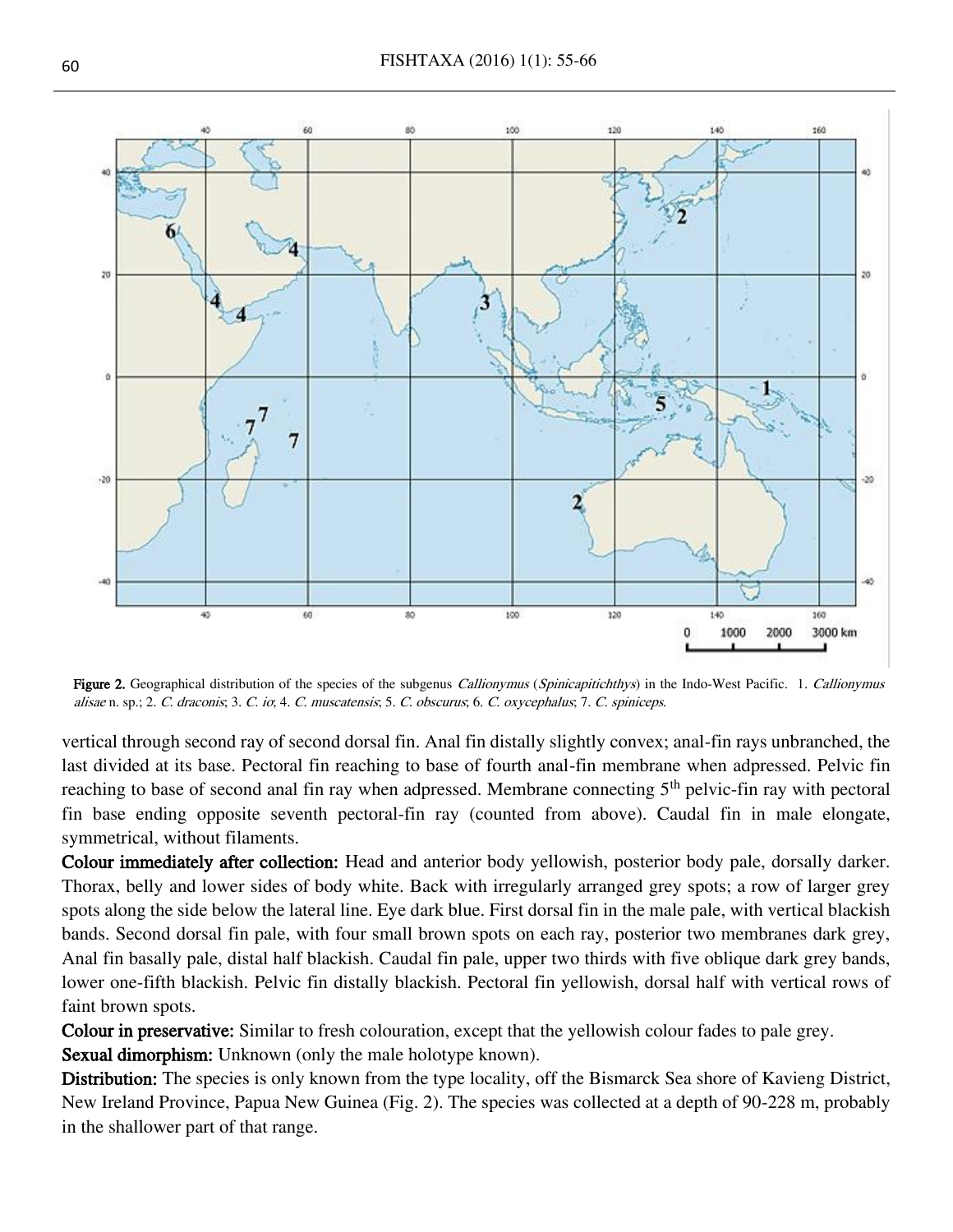Figure 2. Geographical distribution of the species of the subgenus *Callionymus* (*Spinicapitichthys*) in the Indo-West Pacific. 1. *Callionymus alisae* n. sp.; 2. *C. draconis*; 3. *C. io*; 4. *C. muscatensis*; 5. *C. obscurus*; 6. *C. oxycephalus*; 7. *C. spiniceps*.

vertical through second ray of second dorsal fin. Anal fin distally slightly convex; anal-fin rays unbranched, the last divided at its base. Pectoral fin reaching to base of fourth anal-fin membrane when adpressed. Pelvic fin reaching to base of second anal fin ray when adpressed. Membrane connecting 5th pelvic-fin ray with pectoral fin base ending opposite seventh pectoral-fin ray (counted from above). Caudal fin in male elongate, symmetrical, without filaments.

**Colour immediately after collection:** Head and anterior body yellowish, posterior body pale, dorsally darker. Thorax, belly and lower sides of body white. Back with irregularly arranged grey spots; a row of larger grey spots along the side below the lateral line. Eye dark blue. First dorsal fin in the male pale, with vertical blackish bands. Second dorsal fin pale, with four small brown spots on each ray, posterior two membranes dark grey, Anal fin basally pale, distal half blackish. Caudal fin pale, upper two thirds with five oblique dark grey bands, lower one-fifth blackish. Pelvic fin distally blackish. Pectoral fin yellowish, dorsal half with vertical rows of faint brown spots.

**Colour in preservative:** Similar to fresh colouration, except that the yellowish colour fades to pale grey.

**Sexual dimorphism:** Unknown (only the male holotype known).

**Distribution:** The species is only known from the type locality, off the Bismarck Sea shore of Kavieng District, New Ireland Province, Papua New Guinea (Fig. 2). The species was collected at a depth of 90-228 m, probably in the shallower part of that range.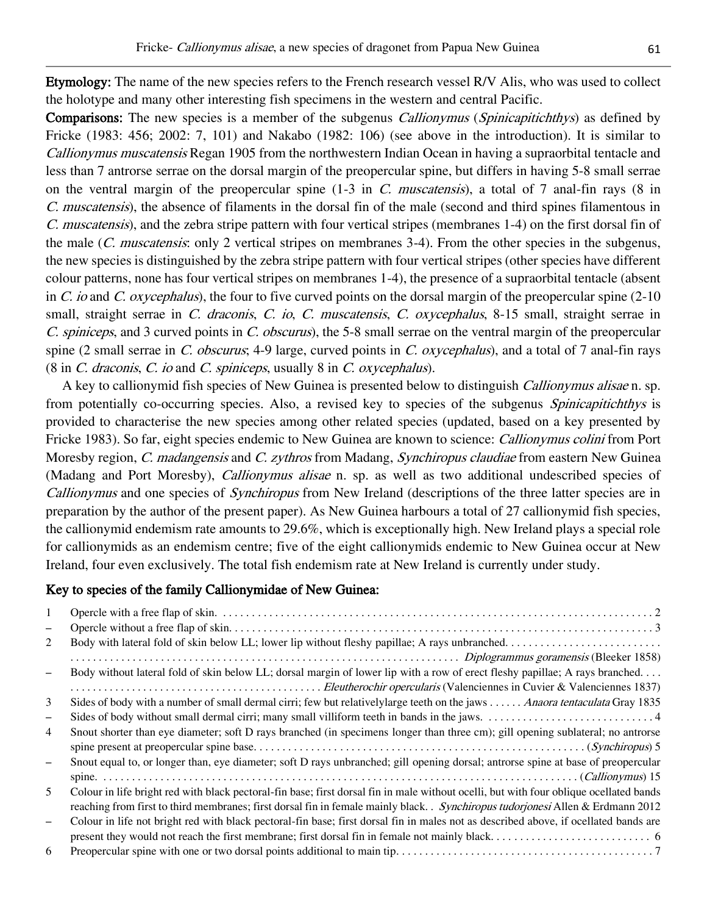**Etymology:** The name of the new species refers to the French research vessel R/V Alis, who was used to collect the holotype and many other interesting fish specimens in the western and central Pacific.

**Comparisons:** The new species is a member of the subgenus *Callionymus* (*Spinicapitichthys*) as defined by Fricke (1983: 456; 2002: 7, 101) and Nakabo (1982: 106) (see above in the introduction). It is similar to *Callionymus muscatensis* Regan 1905 from the northwestern Indian Ocean in having a supraorbital tentacle and less than 7 antrorse serrae on the dorsal margin of the preopercular spine, but differs in having 5-8 small serrae on the ventral margin of the preopercular spine (1-3 in *C. muscatensis*), a total of 7 anal-fin rays (8 in *C. muscatensis*), the absence of filaments in the dorsal fin of the male (second and third spines filamentous in *C. muscatensis*), and the zebra stripe pattern with four vertical stripes (membranes 1-4) on the first dorsal fin of the male (*C. muscatensis*: only 2 vertical stripes on membranes 3-4). From the other species in the subgenus, the new species is distinguished by the zebra stripe pattern with four vertical stripes (other species have different colour patterns, none has four vertical stripes on membranes 1-4), the presence of a supraorbital tentacle (absent in *C. io* and *C. oxycephalus*), the four to five curved points on the dorsal margin of the preopercular spine (2-10 small, straight serrae in *C. draconis*, *C. io*, *C. muscatensis*, *C. oxycephalus*, 8-15 small, straight serrae in *C. spiniceps*, and 3 curved points in *C. obscurus*), the 5-8 small serrae on the ventral margin of the preopercular spine (2 small serrae in *C. obscurus*; 4-9 large, curved points in *C. oxycephalus*), and a total of 7 anal-fin rays (8 in *C. draconis*, *C. io* and *C. spiniceps*, usually 8 in *C. oxycephalus*).

A key to callionymid fish species of New Guinea is presented below to distinguish *Callionymus alisae* n. sp. from potentially co-occurring species. Also, a revised key to species of the subgenus *Spinicapitichthys* is provided to characterise the new species among other related species (updated, based on a key presented by Fricke 1983). So far, eight species endemic to New Guinea are known to science: *Callionymus colini* from Port Moresby region, *C. madangensis* and *C. zythros* from Madang, *Synchiropus claudiae* from eastern New Guinea (Madang and Port Moresby), *Callionymus alisae* n. sp. as well as two additional undescribed species of *Callionymus* and one species of *Synchiropus* from New Ireland (descriptions of the three latter species are in preparation by the author of the present paper). As New Guinea harbours a total of 27 callionymid fish species, the callionymid endemism rate amounts to 29.6%, which is exceptionally high. New Ireland plays a special role for callionymids as an endemism centre; five of the eight callionymids endemic to New Guinea occur at New Ireland, four even exclusively. The total fish endemism rate at New Ireland is currently under study.

## Key to species of the family Callionymidae of New Guinea:

1 Opercle with a free flap of skin. . . . . . . . . . 2

– Opercle without a free flap of skin. . . . . . . . . . 3

2 Body with lateral fold of skin below LL; lower lip without fleshy papillae; A rays unbranched. . . . . . . . . . *Diplogrammus goramensis* (Bleeker 1858)

– Body without lateral fold of skin below LL; dorsal margin of lower lip with a row of erect fleshy papillae; A rays branched. . . . . . . . . . *Eleutherochir opercularis* (Valenciennes in Cuvier & Valenciennes 1837)

3 Sides of body with a number of small dermal cirri; few but relativelylarge teeth on the jaws . . . . . . *Anaora tentaculata* Gray 1835

– Sides of body without small dermal cirri; many small villiform teeth in bands in the jaws. . . . . . . . . . 4

4 Snout shorter than eye diameter; soft D rays branched (in specimens longer than three cm); gill opening sublateral; no antrorse spine present at preopercular spine base. . . . . . . . . . (*Synchiropus*) 5

– Snout equal to, or longer than, eye diameter; soft D rays unbranched; gill opening dorsal; antrorse spine at base of preopercular spine. . . . . . . . . . (*Callionymus*) 15

5 Colour in life bright red with black pectoral-fin base; first dorsal fin in male without ocelli, but with four oblique ocellated bands reaching from first to third membranes; first dorsal fin in female mainly black. . *Synchiropus tudorjonesi* Allen & Erdmann 2012

– Colour in life not bright red with black pectoral-fin base; first dorsal fin in males not as described above, if ocellated bands are present they would not reach the first membrane; first dorsal fin in female not mainly black. . . . . . . . . . 6

6 Preopercular spine with one or two dorsal points additional to main tip. . . . . . . . . . 7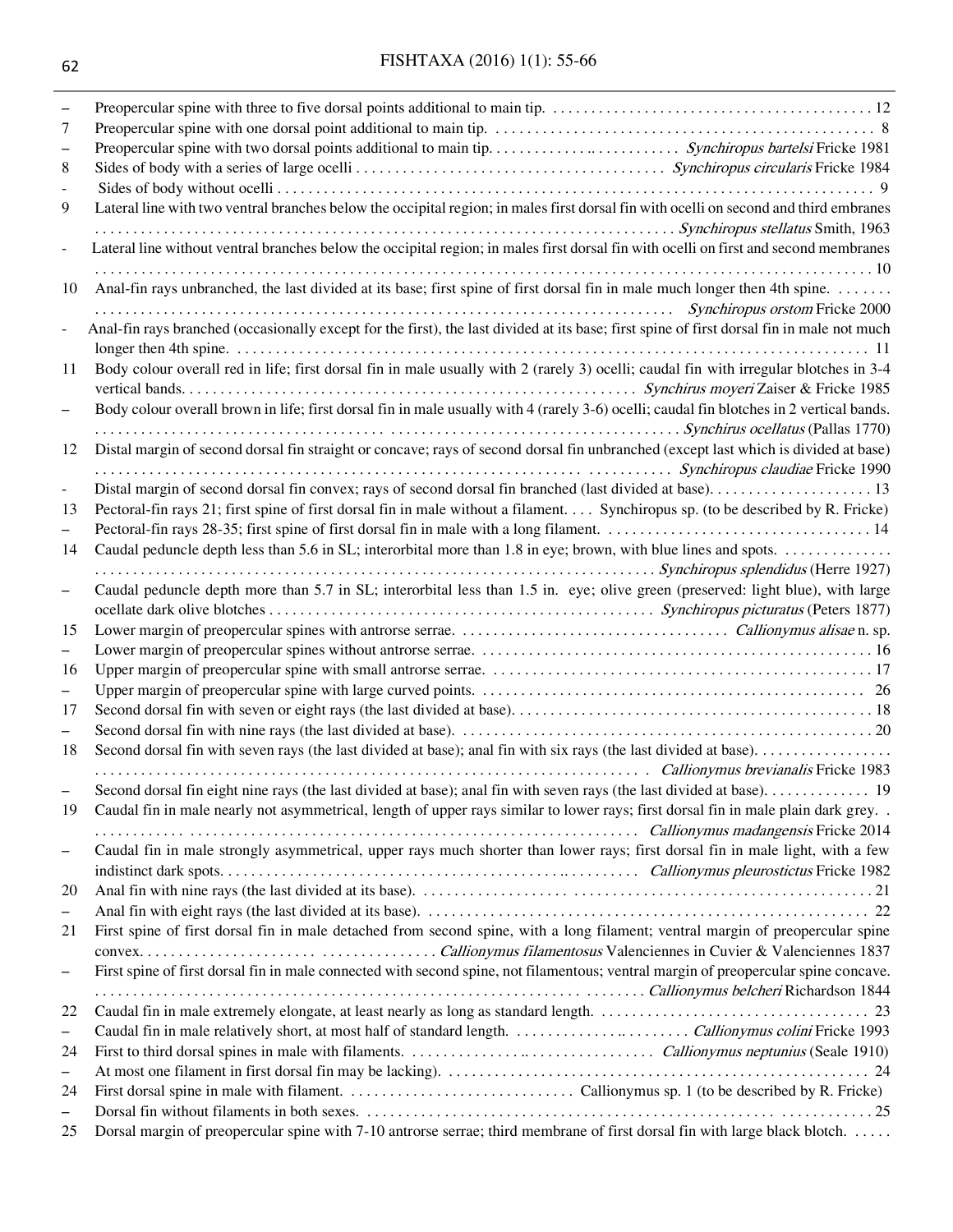– Preopercular spine with three to five dorsal points additional to main tip. .......................................... 12

7 Preopercular spine with one dorsal point additional to main tip. ................................................. 8

– Preopercular spine with two dorsal points additional to main tip. ........................ *Synchiropus bartelsi* Fricke 1981

8 Sides of body with a series of large ocelli ........................................ *Synchiropus circularis* Fricke 1984

- Sides of body without ocelli ......................................................................................................... 9

9 Lateral line with two ventral branches below the occipital region; in males first dorsal fin with ocelli on second and third embranes ........................................................................... *Synchiropus stellatus* Smith, 1963

- Lateral line without ventral branches below the occipital region; in males first dorsal fin with ocelli on first and second membranes ................................................................................................................ 10

10 Anal-fin rays unbranched, the last divided at its base; first spine of first dorsal fin in male much longer then 4th spine. ....... ........................................................................... *Synchiropus orstom* Fricke 2000

- Anal-fin rays branched (occasionally except for the first), the last divided at its base; first spine of first dorsal fin in male not much longer then 4th spine. ......................................................................................... 11

11 Body colour overall red in life; first dorsal fin in male usually with 2 (rarely 3) ocelli; caudal fin with irregular blotches in 3-4 vertical bands. ........................................................... *Synchirus moyeri* Zaiser & Fricke 1985

– Body colour overall brown in life; first dorsal fin in male usually with 4 (rarely 3-6) ocelli; caudal fin blotches in 2 vertical bands. .......................................................................... *Synchirus ocellatus* (Pallas 1770)

12 Distal margin of second dorsal fin straight or concave; rays of second dorsal fin unbranched (except last which is divided at base) ................................................................... *Synchiropus claudiae* Fricke 1990

- Distal margin of second dorsal fin convex; rays of second dorsal fin branched (last divided at base). .................... 13

13 Pectoral-fin rays 21; first spine of first dorsal fin in male without a filament. ... Synchiropus sp. (to be described by R. Fricke)

– Pectoral-fin rays 28-35; first spine of first dorsal fin in male with a long filament. .................................. 14

14 Caudal peduncle depth less than 5.6 in SL; interorbital more than 1.8 in eye; brown, with blue lines and spots. .............. ........................................................................... *Synchiropus splendidus* (Herre 1927)

– Caudal peduncle depth more than 5.7 in SL; interorbital less than 1.5 in. eye; olive green (preserved: light blue), with large ocellate dark olive blotches ....................................................... *Synchiropus picturatus* (Peters 1877)

15 Lower margin of preopercular spines with antrorse serrae. .................................. *Callionymus alisae* n. sp.

– Lower margin of preopercular spines without antrorse serrae. .................................................... 16

16 Upper margin of preopercular spine with small antrorse serrae. ................................................ 17

– Upper margin of preopercular spine with large curved points. ................................................ 26

17 Second dorsal fin with seven or eight rays (the last divided at base). .............................................. 18

– Second dorsal fin with nine rays (the last divided at base). ...................................................... 20

18 Second dorsal fin with seven rays (the last divided at base); anal fin with six rays (the last divided at base). ................. ........................................................................... *Callionymus brevianalis* Fricke 1983

– Second dorsal fin eight nine rays (the last divided at base); anal fin with seven rays (the last divided at base). ............. 19

19 Caudal fin in male nearly not asymmetrical, length of upper rays similar to lower rays; first dorsal fin in male plain dark grey. . ........................................................................... *Callionymus madangensis* Fricke 2014

– Caudal fin in male strongly asymmetrical, upper rays much shorter than lower rays; first dorsal fin in male light, with a few indistinct dark spots. ............................................................ *Callionymus pleurostictus* Fricke 1982

20 Anal fin with nine rays (the last divided at its base). ............................................................ 21

– Anal fin with eight rays (the last divided at its base). ........................................................... 22

21 First spine of first dorsal fin in male detached from second spine, with a long filament; ventral margin of preopercular spine convex. ..................................... *Callionymus filamentosus* Valenciennes in Cuvier & Valenciennes 1837

– First spine of first dorsal fin in male connected with second spine, not filamentous; ventral margin of preopercular spine concave. ........................................................................... *Callionymus belcheri* Richardson 1844

22 Caudal fin in male extremely elongate, at least nearly as long as standard length. .................................. 23

– Caudal fin in male relatively short, at most half of standard length. ........................ *Callionymus colini* Fricke 1993

24 First to third dorsal spines in male with filaments. ................................ *Callionymus neptunius* (Seale 1910)

– At most one filament in first dorsal fin may be lacking). ......................................................... 24

24 First dorsal spine in male with filament. ............................ Callionymus sp. 1 (to be described by R. Fricke)

– Dorsal fin without filaments in both sexes. ........................................................................ 25

25 Dorsal margin of preopercular spine with 7-10 antrorse serrae; third membrane of first dorsal fin with large black blotch. .....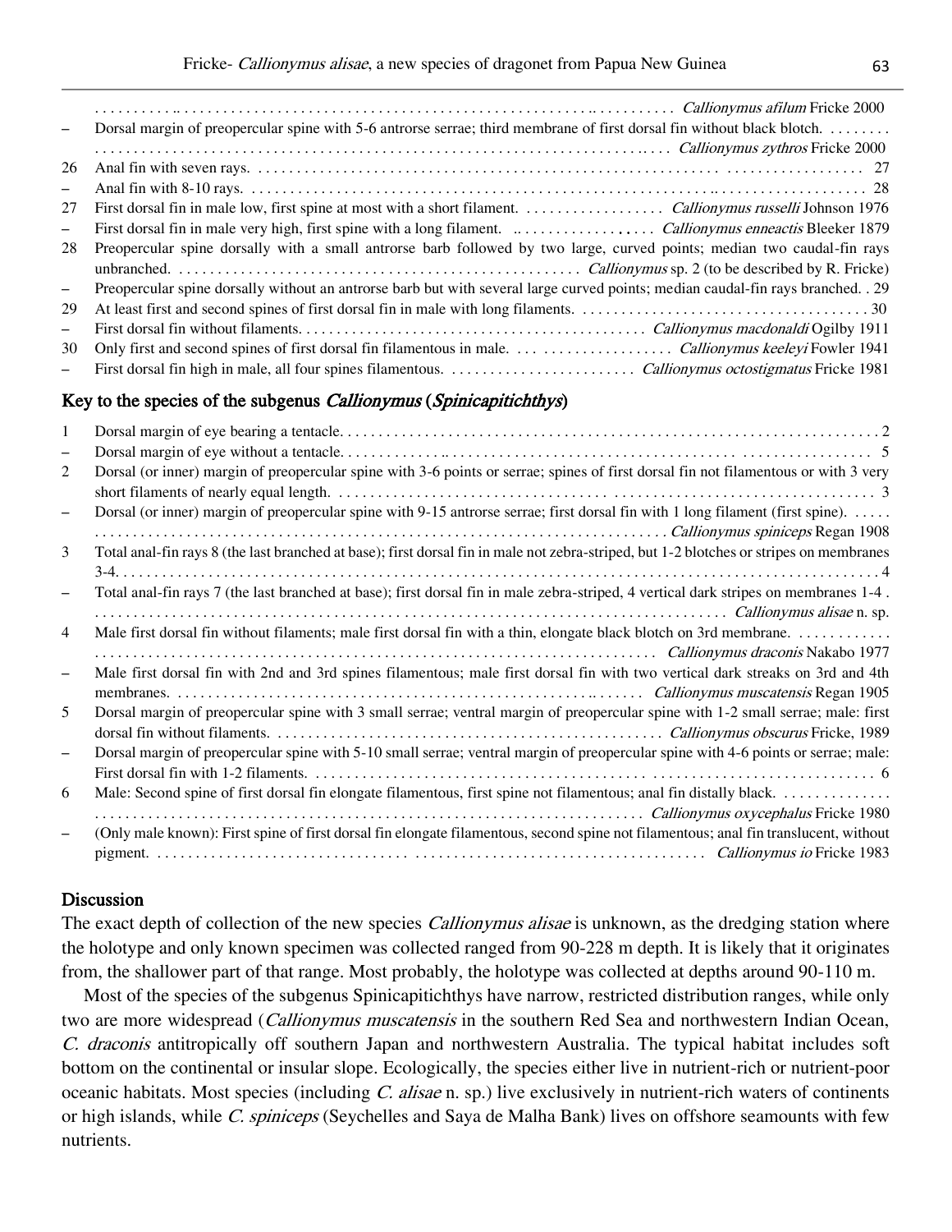. . . . . . . . . . . . . . . . . . . . . . . . . . . . . . . . . . . . . . . . . . . . . . . . . . . . . . . . . . . . . . . . . . . . . . . *Callionymus afilum* Fricke 2000

– Dorsal margin of preopercular spine with 5-6 antrorse serrae; third membrane of first dorsal fin without black blotch. . . . . . . . . . . . . . . . . . . . . . . . . . . . . . . . . . . . . . . . . . . . . . . . . . . . . . . . . . . . . . . . . . . . . . . . . . . . . . . . *Callionymus zythros* Fricke 2000

26 Anal fin with seven rays. . . . . . . . . . . . . . . . . . . . . . . . . . . . . . . . . . . . . . . . . . . . . . . . . . . . . . . . . . . . . . . . . . . . 27

– Anal fin with 8-10 rays. . . . . . . . . . . . . . . . . . . . . . . . . . . . . . . . . . . . . . . . . . . . . . . . . . . . . . . . . . . . . . . . . . . . 28

27 First dorsal fin in male low, first spine at most with a short filament. . . . . . . . . . . . . . . . . . . *Callionymus russelli* Johnson 1976

– First dorsal fin in male very high, first spine with a long filament. . . . . . . . . . . . . . . . . . . . *Callionymus enneactis* Bleeker 1879

28 Preopercular spine dorsally with a small antrorse barb followed by two large, curved points; median two caudal-fin rays unbranched. . . . . . . . . . . . . . . . . . . . . . . . . . . . . . . . . . . . . . . . . . . . . . . . . . . *Callionymus* sp. 2 (to be described by R. Fricke)

– Preopercular spine dorsally without an antrorse barb but with several large curved points; median caudal-fin rays branched. . 29

29 At least first and second spines of first dorsal fin in male with long filaments. . . . . . . . . . . . . . . . . . . . . . . . . . . . . . . . . . . . . 30

– First dorsal fin without filaments. . . . . . . . . . . . . . . . . . . . . . . . . . . . . . . . . . . . . . . . . . . . . *Callionymus macdonaldi* Ogilby 1911

30 Only first and second spines of first dorsal fin filamentous in male. . . . . . . . . . . . . . . . . . . . . . . . *Callionymus keeleyi* Fowler 1941

– First dorsal fin high in male, all four spines filamentous. . . . . . . . . . . . . . . . . . . . . . . . *Callionymus octostigmatus* Fricke 1981

## Key to the species of the subgenus *Callionymus* (*Spinicapitichthys*)

1 Dorsal margin of eye bearing a tentacle. . . . . . . . . . . . . . . . . . . . . . . . . . . . . . . . . . . . . . . . . . . . . . . . . . . . . . . . . . . . . . . . . . 2

– Dorsal margin of eye without a tentacle. . . . . . . . . . . . . . . . . . . . . . . . . . . . . . . . . . . . . . . . . . . . . . . . . . . . . . . . . . . . . . . . 5

2 Dorsal (or inner) margin of preopercular spine with 3-6 points or serrae; spines of first dorsal fin not filamentous or with 3 very short filaments of nearly equal length. . . . . . . . . . . . . . . . . . . . . . . . . . . . . . . . . . . . . . . . . . . . . . . . . . . . . . . . . . . . . . . . . . 3

– Dorsal (or inner) margin of preopercular spine with 9-15 antrorse serrae; first dorsal fin with 1 long filament (first spine). . . . . . . . . . . . . . . . . . . . . . . . . . . . . . . . . . . . . . . . . . . . . . . . . . . . . . . . . . . . . . . . . . . . . . . . . . . . . . . . . *Callionymus spiniceps* Regan 1908

3 Total anal-fin rays 8 (the last branched at base); first dorsal fin in male not zebra-striped, but 1-2 blotches or stripes on membranes 3-4. . . . . . . . . . . . . . . . . . . . . . . . . . . . . . . . . . . . . . . . . . . . . . . . . . . . . . . . . . . . . . . . . . . . . . . . . . . . . . . . . . . . . . . . . 4

– Total anal-fin rays 7 (the last branched at base); first dorsal fin in male zebra-striped, 4 vertical dark stripes on membranes 1-4 . . . . . . . . . . . . . . . . . . . . . . . . . . . . . . . . . . . . . . . . . . . . . . . . . . . . . . . . . . . . . . . . . . . . . . . . . . . . . . . . . . . . *Callionymus alisae* n. sp.

4 Male first dorsal fin without filaments; male first dorsal fin with a thin, elongate black blotch on 3rd membrane. . . . . . . . . . . . . . . . . . . . . . . . . . . . . . . . . . . . . . . . . . . . . . . . . . . . . . . . . . . . . . . . . . . . . . . . . . . . . . . . *Callionymus draconis* Nakabo 1977

– Male first dorsal fin with 2nd and 3rd spines filamentous; male first dorsal fin with two vertical dark streaks on 3rd and 4th membranes. . . . . . . . . . . . . . . . . . . . . . . . . . . . . . . . . . . . . . . . . . . . . . . . . . . . . . . . . . . . . . *Callionymus muscatensis* Regan 1905

5 Dorsal margin of preopercular spine with 3 small serrae; ventral margin of preopercular spine with 1-2 small serrae; male: first dorsal fin without filaments. . . . . . . . . . . . . . . . . . . . . . . . . . . . . . . . . . . . . . . . . . . . . . . . . . . . . . *Callionymus obscurus* Fricke, 1989

– Dorsal margin of preopercular spine with 5-10 small serrae; ventral margin of preopercular spine with 4-6 points or serrae; male: First dorsal fin with 1-2 filaments. . . . . . . . . . . . . . . . . . . . . . . . . . . . . . . . . . . . . . . . . . . . . . . . . . . . . . . . . . . . . . . . . . . . . . 6

6 Male: Second spine of first dorsal fin elongate filamentous, first spine not filamentous; anal fin distally black. . . . . . . . . . . . . . . . . . . . . . . . . . . . . . . . . . . . . . . . . . . . . . . . . . . . . . . . . . . . . . . . . . . . . . . . . . . . . . . . . . . *Callionymus oxycephalus* Fricke 1980

– (Only male known): First spine of first dorsal fin elongate filamentous, second spine not filamentous; anal fin translucent, without pigment. . . . . . . . . . . . . . . . . . . . . . . . . . . . . . . . . . . . . . . . . . . . . . . . . . . . . . . . . . . . . . . . . . . . *Callionymus io* Fricke 1983

## Discussion

The exact depth of collection of the new species *Callionymus alisae* is unknown, as the dredging station where the holotype and only known specimen was collected ranged from 90-228 m depth. It is likely that it originates from, the shallower part of that range. Most probably, the holotype was collected at depths around 90-110 m.

Most of the species of the subgenus Spinicapitichthys have narrow, restricted distribution ranges, while only two are more widespread (*Callionymus muscatensis* in the southern Red Sea and northwestern Indian Ocean, *C. draconis* antitropically off southern Japan and northwestern Australia. The typical habitat includes soft bottom on the continental or insular slope. Ecologically, the species either live in nutrient-rich or nutrient-poor oceanic habitats. Most species (including *C. alisae* n. sp.) live exclusively in nutrient-rich waters of continents or high islands, while *C. spiniceps* (Seychelles and Saya de Malha Bank) lives on offshore seamounts with few nutrients.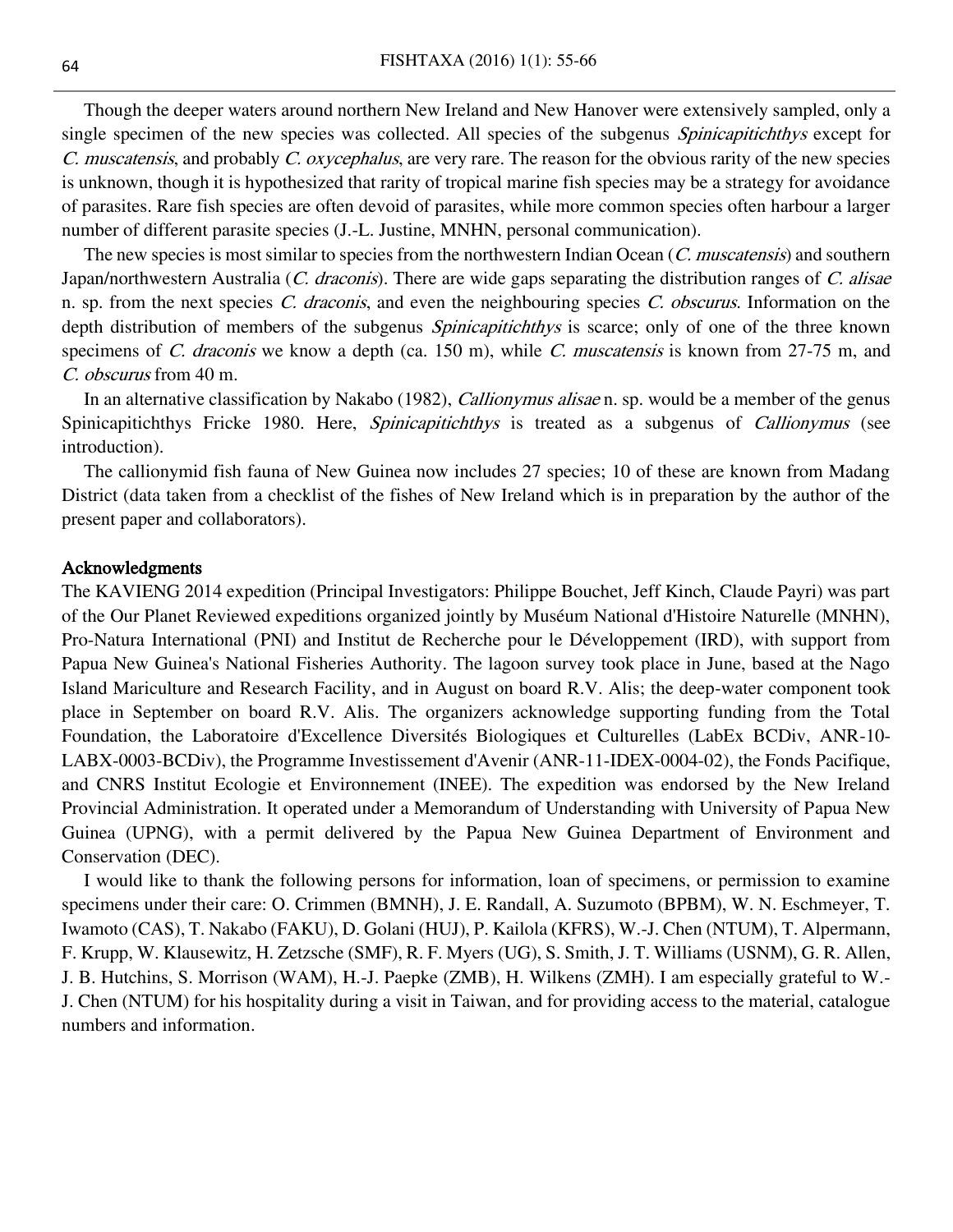Though the deeper waters around northern New Ireland and New Hanover were extensively sampled, only a single specimen of the new species was collected. All species of the subgenus *Spinicapitichthys* except for *C. muscatensis*, and probably *C. oxycephalus*, are very rare. The reason for the obvious rarity of the new species is unknown, though it is hypothesized that rarity of tropical marine fish species may be a strategy for avoidance of parasites. Rare fish species are often devoid of parasites, while more common species often harbour a larger number of different parasite species (J.-L. Justine, MNHN, personal communication).

The new species is most similar to species from the northwestern Indian Ocean (*C. muscatensis*) and southern Japan/northwestern Australia (*C. draconis*). There are wide gaps separating the distribution ranges of *C. alisae* n. sp. from the next species *C. draconis*, and even the neighbouring species *C. obscurus*. Information on the depth distribution of members of the subgenus *Spinicapitichthys* is scarce; only of one of the three known specimens of *C. draconis* we know a depth (ca. 150 m), while *C. muscatensis* is known from 27-75 m, and *C. obscurus* from 40 m.

In an alternative classification by Nakabo (1982), *Callionymus alisae* n. sp. would be a member of the genus Spinicapitichthys Fricke 1980. Here, *Spinicapitichthys* is treated as a subgenus of *Callionymus* (see introduction).

The callionymid fish fauna of New Guinea now includes 27 species; 10 of these are known from Madang District (data taken from a checklist of the fishes of New Ireland which is in preparation by the author of the present paper and collaborators).

## Acknowledgments

The KAVIENG 2014 expedition (Principal Investigators: Philippe Bouchet, Jeff Kinch, Claude Payri) was part of the Our Planet Reviewed expeditions organized jointly by Muséum National d'Histoire Naturelle (MNHN), Pro-Natura International (PNI) and Institut de Recherche pour le Développement (IRD), with support from Papua New Guinea's National Fisheries Authority. The lagoon survey took place in June, based at the Nago Island Mariculture and Research Facility, and in August on board R.V. Alis; the deep-water component took place in September on board R.V. Alis. The organizers acknowledge supporting funding from the Total Foundation, the Laboratoire d'Excellence Diversités Biologiques et Culturelles (LabEx BCDiv, ANR-10-LABX-0003-BCDiv), the Programme Investissement d'Avenir (ANR-11-IDEX-0004-02), the Fonds Pacifique, and CNRS Institut Ecologie et Environnement (INEE). The expedition was endorsed by the New Ireland Provincial Administration. It operated under a Memorandum of Understanding with University of Papua New Guinea (UPNG), with a permit delivered by the Papua New Guinea Department of Environment and Conservation (DEC).

I would like to thank the following persons for information, loan of specimens, or permission to examine specimens under their care: O. Crimmen (BMNH), J. E. Randall, A. Suzumoto (BPBM), W. N. Eschmeyer, T. Iwamoto (CAS), T. Nakabo (FAKU), D. Golani (HUJ), P. Kailola (KFRS), W.-J. Chen (NTUM), T. Alpermann, F. Krupp, W. Klausewitz, H. Zetzsche (SMF), R. F. Myers (UG), S. Smith, J. T. Williams (USNM), G. R. Allen, J. B. Hutchins, S. Morrison (WAM), H.-J. Paepke (ZMB), H. Wilkens (ZMH). I am especially grateful to W.-J. Chen (NTUM) for his hospitality during a visit in Taiwan, and for providing access to the material, catalogue numbers and information.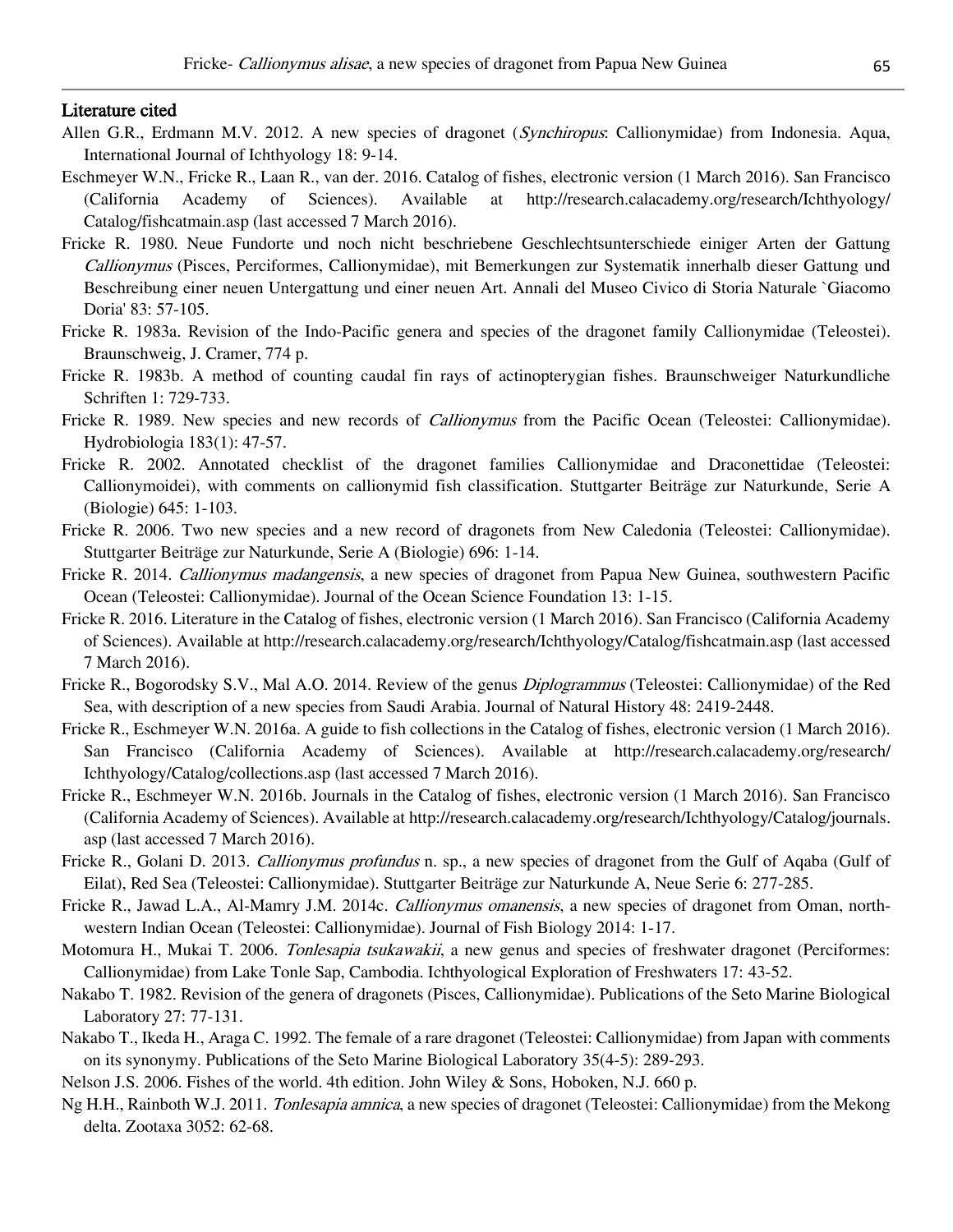## Literature cited

Allen G.R., Erdmann M.V. 2012. A new species of dragonet (*Synchiropus*: Callionymidae) from Indonesia. Aqua, International Journal of Ichthyology 18: 9-14.

Eschmeyer W.N., Fricke R., Laan R., van der. 2016. Catalog of fishes, electronic version (1 March 2016). San Francisco (California Academy of Sciences). Available at http://research.calacademy.org/research/Ichthyology/Catalog/fishcatmain.asp (last accessed 7 March 2016).

Fricke R. 1980. Neue Fundorte und noch nicht beschriebene Geschlechtsunterschiede einiger Arten der Gattung *Callionymus* (Pisces, Perciformes, Callionymidae), mit Bemerkungen zur Systematik innerhalb dieser Gattung und Beschreibung einer neuen Untergattung und einer neuen Art. Annali del Museo Civico di Storia Naturale `Giacomo Doria' 83: 57-105.

Fricke R. 1983a. Revision of the Indo-Pacific genera and species of the dragonet family Callionymidae (Teleostei). Braunschweig, J. Cramer, 774 p.

Fricke R. 1983b. A method of counting caudal fin rays of actinopterygian fishes. Braunschweiger Naturkundliche Schriften 1: 729-733.

Fricke R. 1989. New species and new records of *Callionymus* from the Pacific Ocean (Teleostei: Callionymidae). Hydrobiologia 183(1): 47-57.

Fricke R. 2002. Annotated checklist of the dragonet families Callionymidae and Draconettidae (Teleostei: Callionymoidei), with comments on callionymid fish classification. Stuttgarter Beiträge zur Naturkunde, Serie A (Biologie) 645: 1-103.

Fricke R. 2006. Two new species and a new record of dragonets from New Caledonia (Teleostei: Callionymidae). Stuttgarter Beiträge zur Naturkunde, Serie A (Biologie) 696: 1-14.

Fricke R. 2014. *Callionymus madangensis*, a new species of dragonet from Papua New Guinea, southwestern Pacific Ocean (Teleostei: Callionymidae). Journal of the Ocean Science Foundation 13: 1-15.

Fricke R. 2016. Literature in the Catalog of fishes, electronic version (1 March 2016). San Francisco (California Academy of Sciences). Available at http://research.calacademy.org/research/Ichthyology/Catalog/fishcatmain.asp (last accessed 7 March 2016).

Fricke R., Bogorodsky S.V., Mal A.O. 2014. Review of the genus *Diplogrammus* (Teleostei: Callionymidae) of the Red Sea, with description of a new species from Saudi Arabia. Journal of Natural History 48: 2419-2448.

Fricke R., Eschmeyer W.N. 2016a. A guide to fish collections in the Catalog of fishes, electronic version (1 March 2016). San Francisco (California Academy of Sciences). Available at http://research.calacademy.org/research/Ichthyology/Catalog/collections.asp (last accessed 7 March 2016).

Fricke R., Eschmeyer W.N. 2016b. Journals in the Catalog of fishes, electronic version (1 March 2016). San Francisco (California Academy of Sciences). Available at http://research.calacademy.org/research/Ichthyology/Catalog/journals.asp (last accessed 7 March 2016).

Fricke R., Golani D. 2013. *Callionymus profundus* n. sp., a new species of dragonet from the Gulf of Aqaba (Gulf of Eilat), Red Sea (Teleostei: Callionymidae). Stuttgarter Beiträge zur Naturkunde A, Neue Serie 6: 277-285.

Fricke R., Jawad L.A., Al-Mamry J.M. 2014c. *Callionymus omanensis*, a new species of dragonet from Oman, north-western Indian Ocean (Teleostei: Callionymidae). Journal of Fish Biology 2014: 1-17.

Motomura H., Mukai T. 2006. *Tonlesapia tsukawakii*, a new genus and species of freshwater dragonet (Perciformes: Callionymidae) from Lake Tonle Sap, Cambodia. Ichthyological Exploration of Freshwaters 17: 43-52.

Nakabo T. 1982. Revision of the genera of dragonets (Pisces, Callionymidae). Publications of the Seto Marine Biological Laboratory 27: 77-131.

Nakabo T., Ikeda H., Araga C. 1992. The female of a rare dragonet (Teleostei: Callionymidae) from Japan with comments on its synonymy. Publications of the Seto Marine Biological Laboratory 35(4-5): 289-293.

Nelson J.S. 2006. Fishes of the world. 4th edition. John Wiley & Sons, Hoboken, N.J. 660 p.

Ng H.H., Rainboth W.J. 2011. *Tonlesapia amnica*, a new species of dragonet (Teleostei: Callionymidae) from the Mekong delta. Zootaxa 3052: 62-68.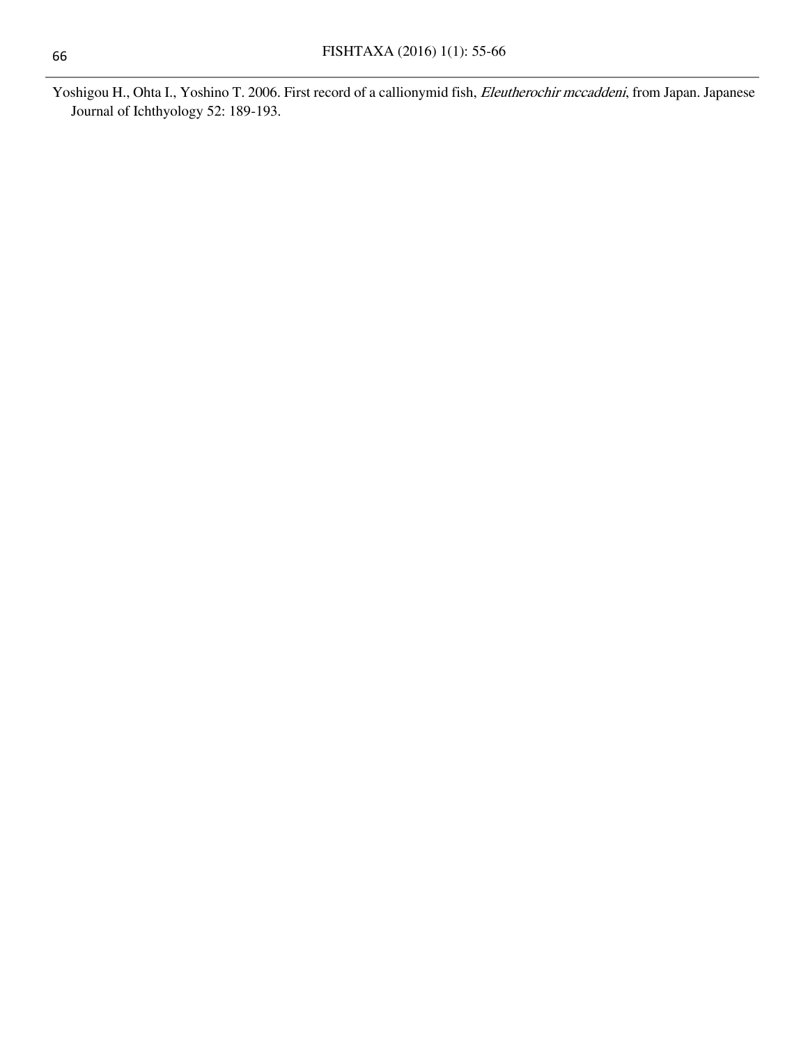Yoshigou H., Ohta I., Yoshino T. 2006. First record of a callionymid fish, *Eleutherochir mccaddeni*, from Japan. Japanese Journal of Ichthyology 52: 189-193.